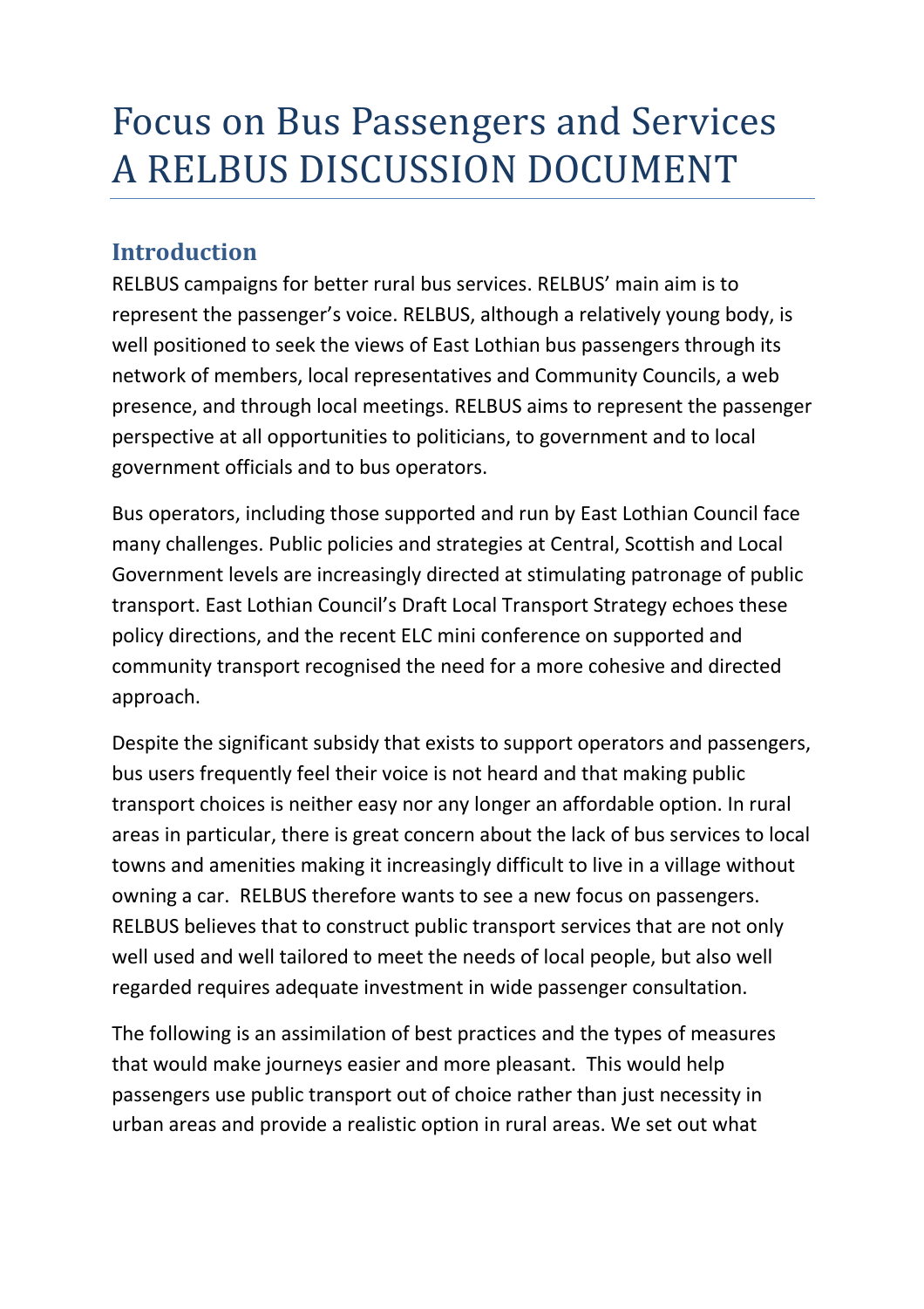# Focus on Bus Passengers and Services A RELBUS DISCUSSION DOCUMENT

## Introduction

RELBUS campaigns for better rural bus services. RELBUS' main aim is to represent the passenger's voice. RELBUS, although a relatively young body, is well positioned to seek the views of East Lothian bus passengers through its network of members, local representatives and Community Councils, a web presence, and through local meetings. RELBUS aims to represent the passenger perspective at all opportunities to politicians, to government and to local government officials and to bus operators.

Bus operators, including those supported and run by East Lothian Council face many challenges. Public policies and strategies at Central, Scottish and Local Government levels are increasingly directed at stimulating patronage of public transport. East Lothian Council's Draft Local Transport Strategy echoes these policy directions, and the recent ELC mini conference on supported and community transport recognised the need for a more cohesive and directed approach.

Despite the significant subsidy that exists to support operators and passengers, bus users frequently feel their voice is not heard and that making public transport choices is neither easy nor any longer an affordable option. In rural areas in particular, there is great concern about the lack of bus services to local towns and amenities making it increasingly difficult to live in a village without owning a car. RELBUS therefore wants to see a new focus on passengers. RELBUS believes that to construct public transport services that are not only well used and well tailored to meet the needs of local people, but also well regarded requires adequate investment in wide passenger consultation.

The following is an assimilation of best practices and the types of measures that would make journeys easier and more pleasant. This would help passengers use public transport out of choice rather than just necessity in urban areas and provide a realistic option in rural areas. We set out what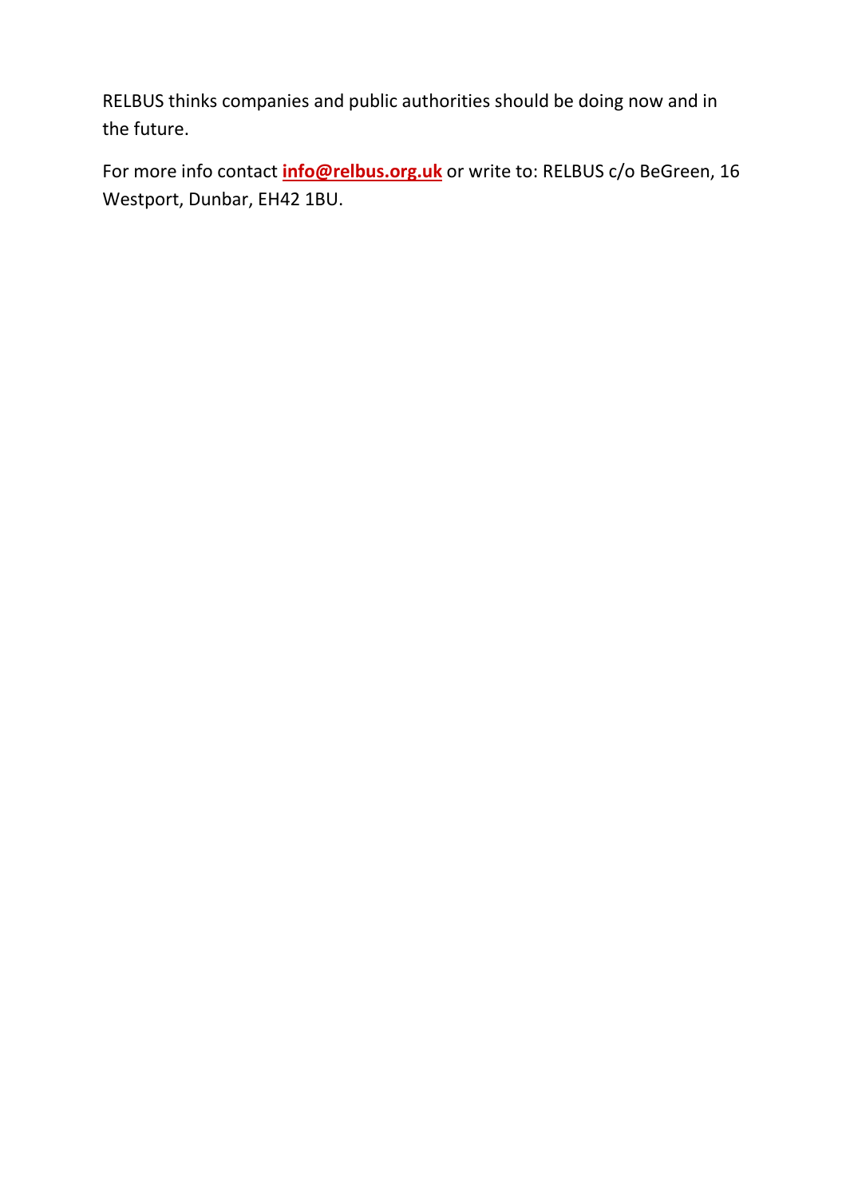RELBUS thinks companies and public authorities should be doing now and in the future.

For more info contact **info@relbus.org.uk** or write to: RELBUS c/o BeGreen, 16 Westport, Dunbar, EH42 1BU.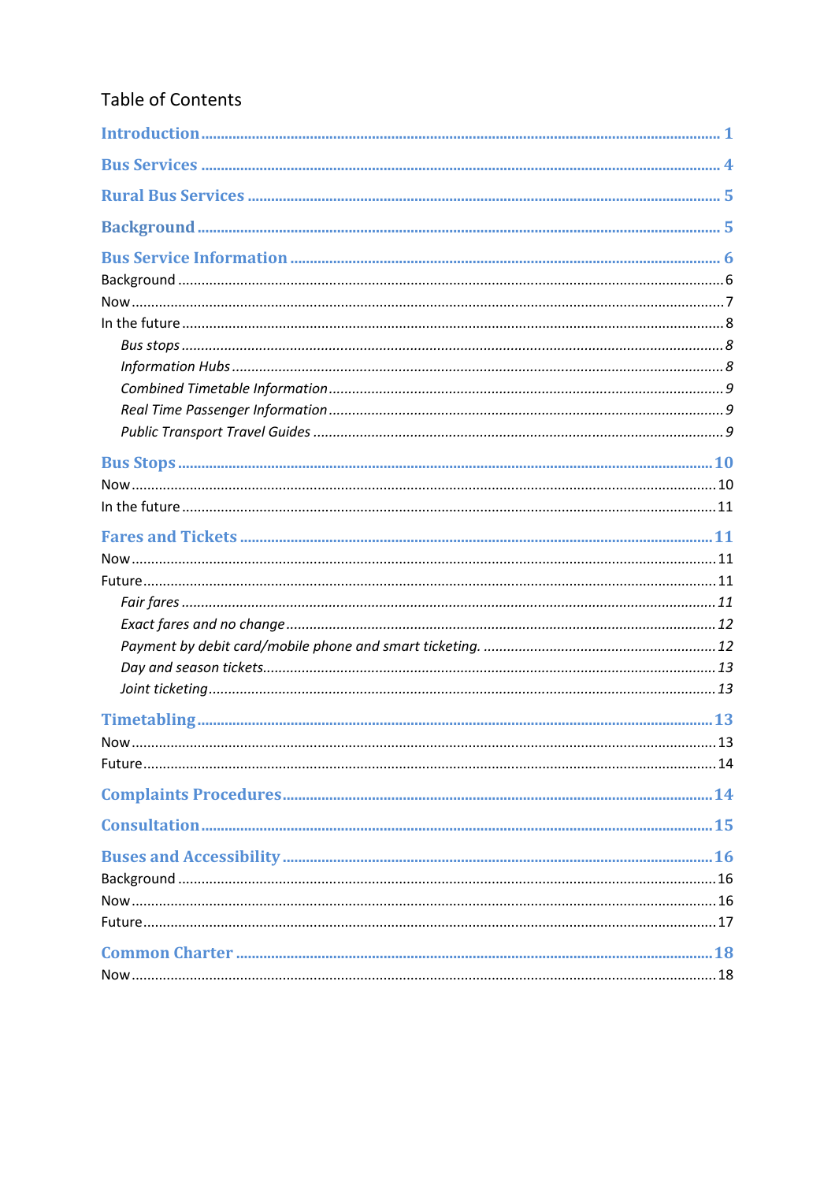# Table of Contents

- **Introduction** ........ 1
- **Bus Services** ........ 4
- **Rural Bus Services** ........ 5
- **Background** ........ 5
- **Bus Service Information** ........ 6
  - Background ........ 6
  - Now ........ 7
  - In the future ........ 8
    - *Bus stops* ........ 8
    - *Information Hubs* ........ 8
    - *Combined Timetable Information* ........ 9
    - *Real Time Passenger Information* ........ 9
    - *Public Transport Travel Guides* ........ 9
- **Bus Stops** ........ 10
  - Now ........ 10
  - In the future ........ 11
- **Fares and Tickets** ........ 11
  - Now ........ 11
  - Future ........ 11
    - *Fair fares* ........ 11
    - *Exact fares and no change* ........ 12
    - *Payment by debit card/mobile phone and smart ticketing.* ........ 12
    - *Day and season tickets* ........ 13
    - *Joint ticketing* ........ 13
- **Timetabling** ........ 13
  - Now ........ 13
  - Future ........ 14
- **Complaints Procedures** ........ 14
- **Consultation** ........ 15
- **Buses and Accessibility** ........ 16
  - Background ........ 16
  - Now ........ 16
  - Future ........ 17
- **Common Charter** ........ 18
  - Now ........ 18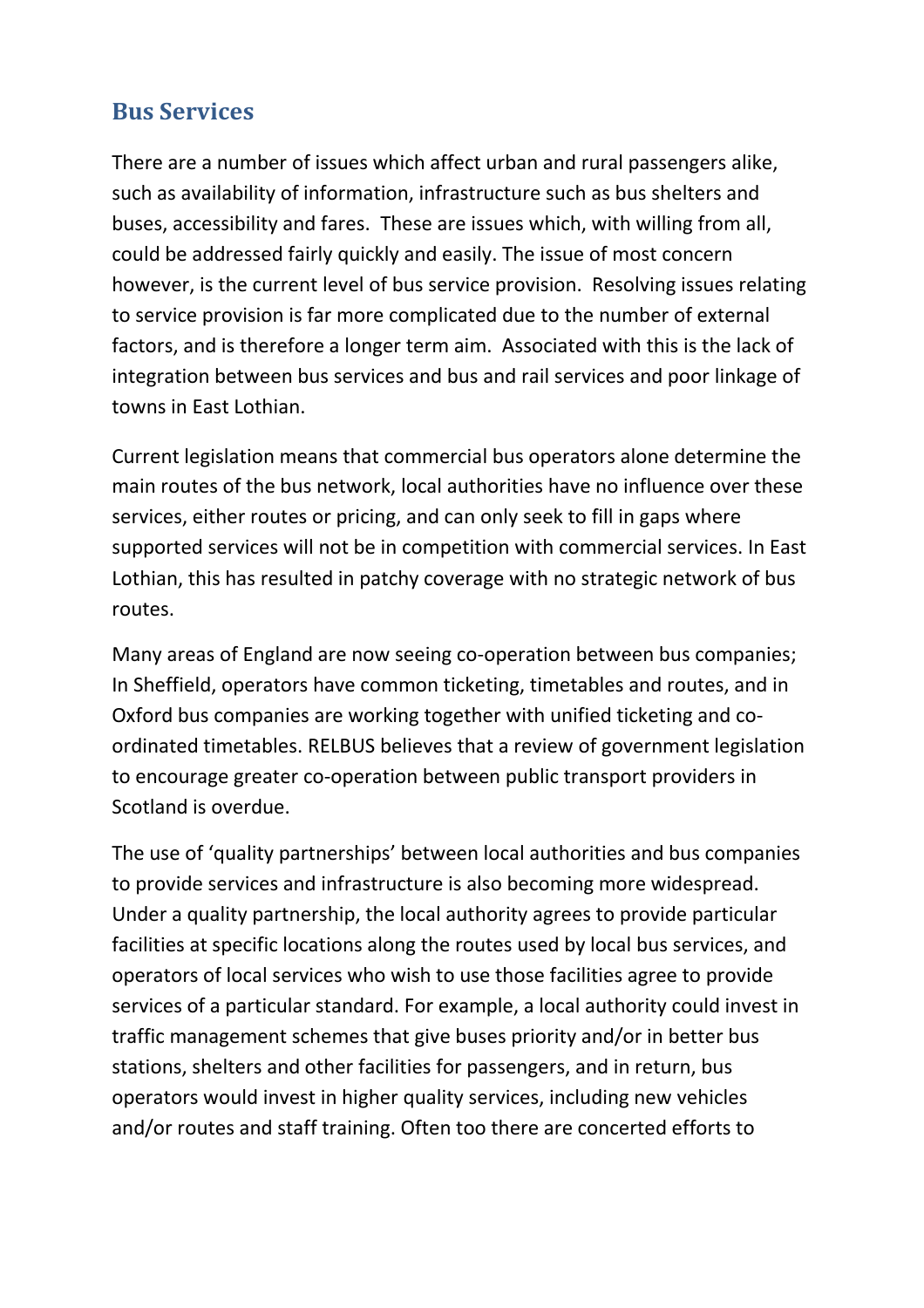## Bus Services

There are a number of issues which affect urban and rural passengers alike, such as availability of information, infrastructure such as bus shelters and buses, accessibility and fares. These are issues which, with willing from all, could be addressed fairly quickly and easily. The issue of most concern however, is the current level of bus service provision. Resolving issues relating to service provision is far more complicated due to the number of external factors, and is therefore a longer term aim. Associated with this is the lack of integration between bus services and bus and rail services and poor linkage of towns in East Lothian.

Current legislation means that commercial bus operators alone determine the main routes of the bus network, local authorities have no influence over these services, either routes or pricing, and can only seek to fill in gaps where supported services will not be in competition with commercial services. In East Lothian, this has resulted in patchy coverage with no strategic network of bus routes.

Many areas of England are now seeing co-operation between bus companies; In Sheffield, operators have common ticketing, timetables and routes, and in Oxford bus companies are working together with unified ticketing and co-ordinated timetables. RELBUS believes that a review of government legislation to encourage greater co-operation between public transport providers in Scotland is overdue.

The use of 'quality partnerships' between local authorities and bus companies to provide services and infrastructure is also becoming more widespread. Under a quality partnership, the local authority agrees to provide particular facilities at specific locations along the routes used by local bus services, and operators of local services who wish to use those facilities agree to provide services of a particular standard. For example, a local authority could invest in traffic management schemes that give buses priority and/or in better bus stations, shelters and other facilities for passengers, and in return, bus operators would invest in higher quality services, including new vehicles and/or routes and staff training. Often too there are concerted efforts to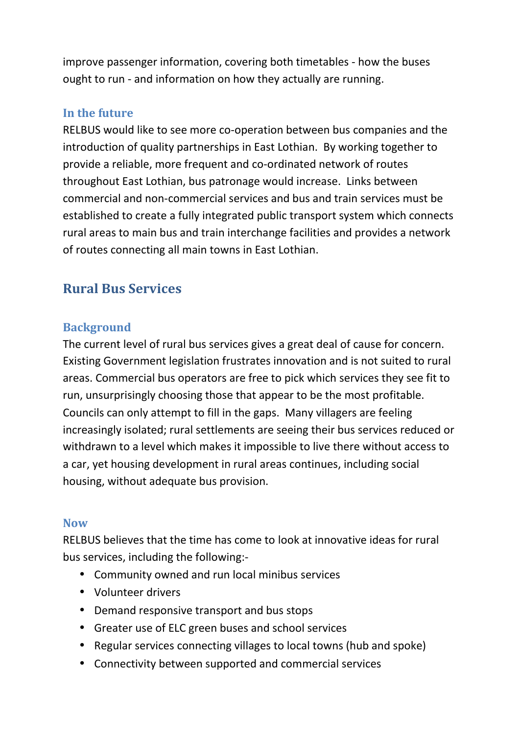improve passenger information, covering both timetables - how the buses ought to run - and information on how they actually are running.

### In the future

RELBUS would like to see more co-operation between bus companies and the introduction of quality partnerships in East Lothian. By working together to provide a reliable, more frequent and co-ordinated network of routes throughout East Lothian, bus patronage would increase. Links between commercial and non-commercial services and bus and train services must be established to create a fully integrated public transport system which connects rural areas to main bus and train interchange facilities and provides a network of routes connecting all main towns in East Lothian.

## Rural Bus Services

### Background

The current level of rural bus services gives a great deal of cause for concern. Existing Government legislation frustrates innovation and is not suited to rural areas. Commercial bus operators are free to pick which services they see fit to run, unsurprisingly choosing those that appear to be the most profitable. Councils can only attempt to fill in the gaps. Many villagers are feeling increasingly isolated; rural settlements are seeing their bus services reduced or withdrawn to a level which makes it impossible to live there without access to a car, yet housing development in rural areas continues, including social housing, without adequate bus provision.

### Now

RELBUS believes that the time has come to look at innovative ideas for rural bus services, including the following:-

- Community owned and run local minibus services
- Volunteer drivers
- Demand responsive transport and bus stops
- Greater use of ELC green buses and school services
- Regular services connecting villages to local towns (hub and spoke)
- Connectivity between supported and commercial services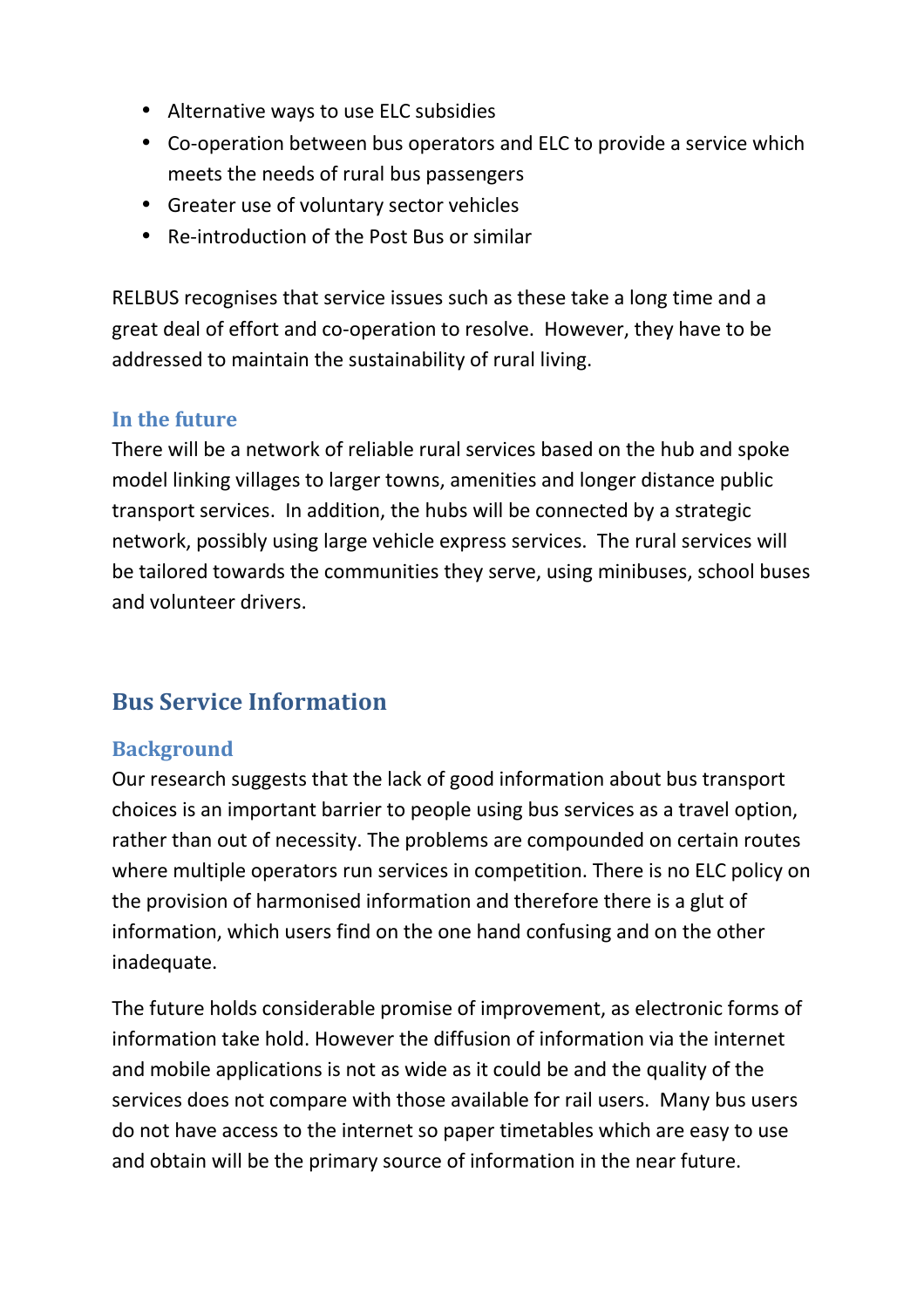- Alternative ways to use ELC subsidies
- Co-operation between bus operators and ELC to provide a service which meets the needs of rural bus passengers
- Greater use of voluntary sector vehicles
- Re-introduction of the Post Bus or similar

RELBUS recognises that service issues such as these take a long time and a great deal of effort and co-operation to resolve. However, they have to be addressed to maintain the sustainability of rural living.

### In the future

There will be a network of reliable rural services based on the hub and spoke model linking villages to larger towns, amenities and longer distance public transport services. In addition, the hubs will be connected by a strategic network, possibly using large vehicle express services. The rural services will be tailored towards the communities they serve, using minibuses, school buses and volunteer drivers.

## Bus Service Information

### Background

Our research suggests that the lack of good information about bus transport choices is an important barrier to people using bus services as a travel option, rather than out of necessity. The problems are compounded on certain routes where multiple operators run services in competition. There is no ELC policy on the provision of harmonised information and therefore there is a glut of information, which users find on the one hand confusing and on the other inadequate.

The future holds considerable promise of improvement, as electronic forms of information take hold. However the diffusion of information via the internet and mobile applications is not as wide as it could be and the quality of the services does not compare with those available for rail users. Many bus users do not have access to the internet so paper timetables which are easy to use and obtain will be the primary source of information in the near future.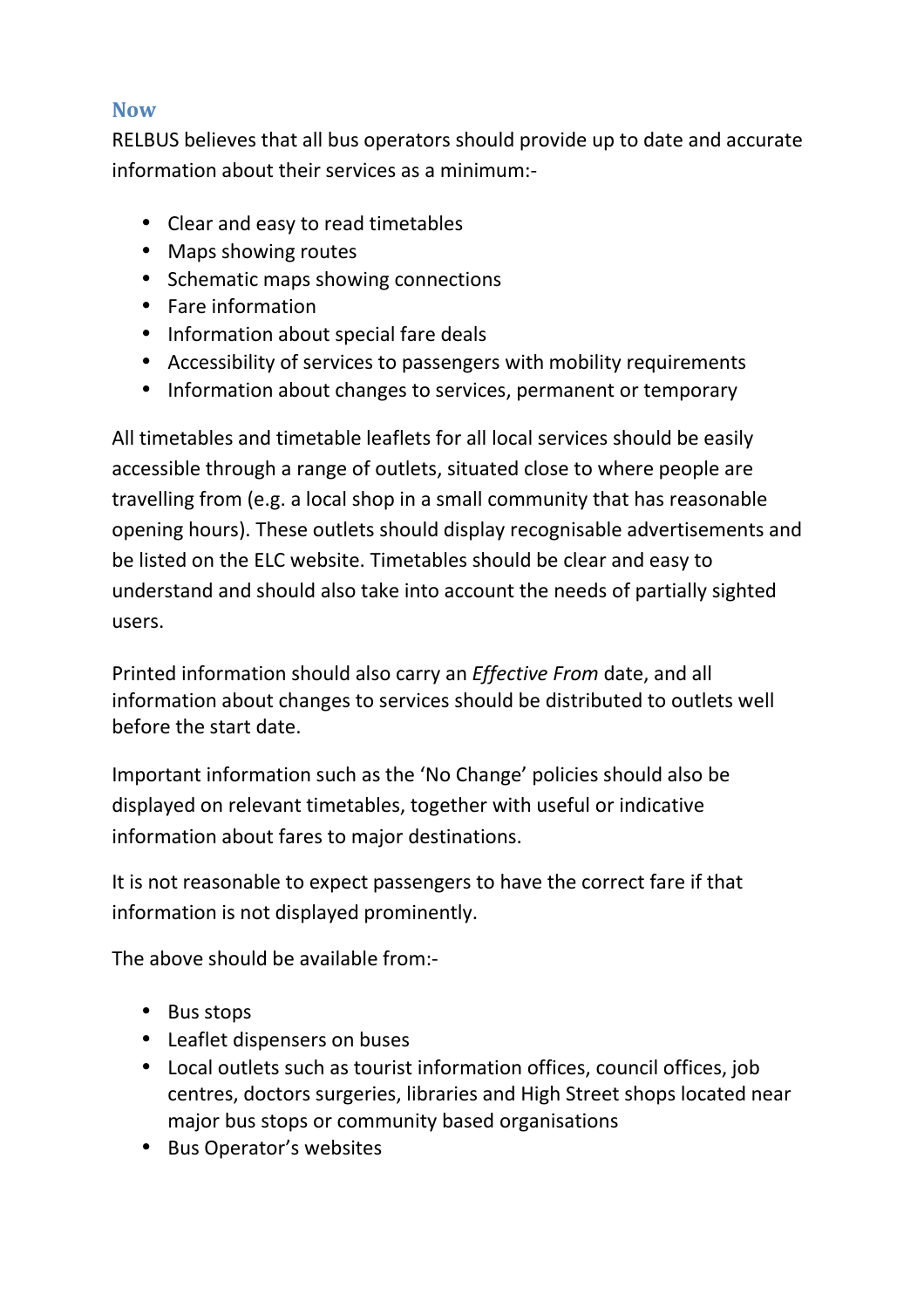## Now

RELBUS believes that all bus operators should provide up to date and accurate information about their services as a minimum:-

- Clear and easy to read timetables
- Maps showing routes
- Schematic maps showing connections
- Fare information
- Information about special fare deals
- Accessibility of services to passengers with mobility requirements
- Information about changes to services, permanent or temporary

All timetables and timetable leaflets for all local services should be easily accessible through a range of outlets, situated close to where people are travelling from (e.g. a local shop in a small community that has reasonable opening hours). These outlets should display recognisable advertisements and be listed on the ELC website. Timetables should be clear and easy to understand and should also take into account the needs of partially sighted users.

Printed information should also carry an *Effective From* date, and all information about changes to services should be distributed to outlets well before the start date.

Important information such as the 'No Change' policies should also be displayed on relevant timetables, together with useful or indicative information about fares to major destinations.

It is not reasonable to expect passengers to have the correct fare if that information is not displayed prominently.

The above should be available from:-

- Bus stops
- Leaflet dispensers on buses
- Local outlets such as tourist information offices, council offices, job centres, doctors surgeries, libraries and High Street shops located near major bus stops or community based organisations
- Bus Operator's websites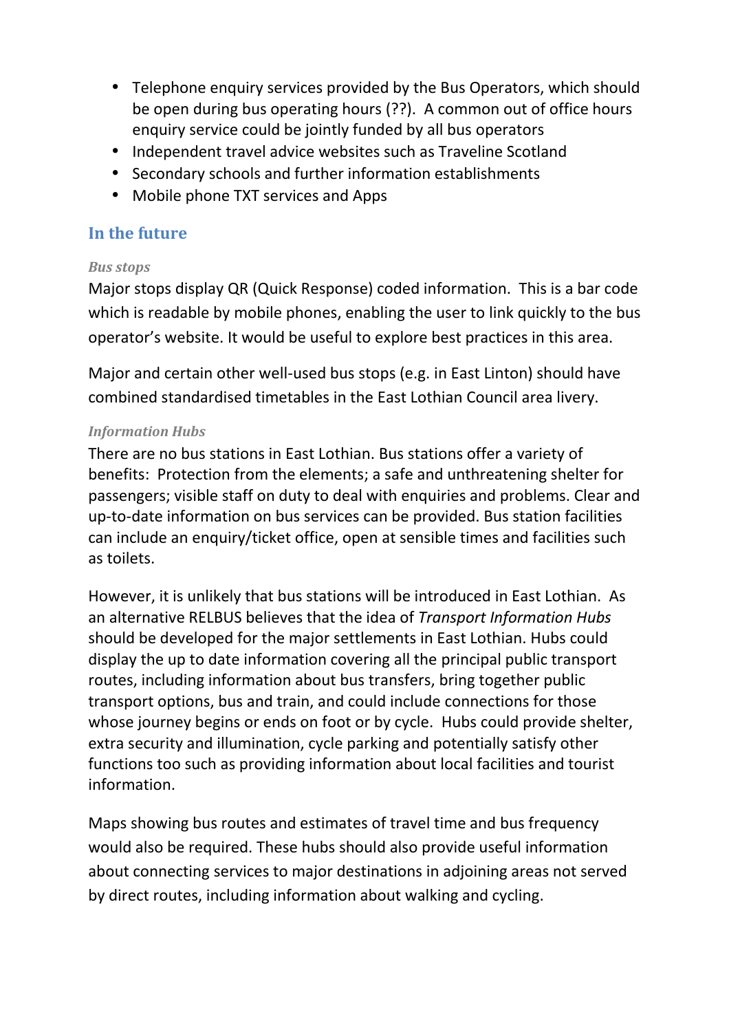- Telephone enquiry services provided by the Bus Operators, which should be open during bus operating hours (??). A common out of office hours enquiry service could be jointly funded by all bus operators
- Independent travel advice websites such as Traveline Scotland
- Secondary schools and further information establishments
- Mobile phone TXT services and Apps

## In the future

### *Bus stops*

Major stops display QR (Quick Response) coded information. This is a bar code which is readable by mobile phones, enabling the user to link quickly to the bus operator's website. It would be useful to explore best practices in this area.

Major and certain other well-used bus stops (e.g. in East Linton) should have combined standardised timetables in the East Lothian Council area livery.

### *Information Hubs*

There are no bus stations in East Lothian. Bus stations offer a variety of benefits: Protection from the elements; a safe and unthreatening shelter for passengers; visible staff on duty to deal with enquiries and problems. Clear and up-to-date information on bus services can be provided. Bus station facilities can include an enquiry/ticket office, open at sensible times and facilities such as toilets.

However, it is unlikely that bus stations will be introduced in East Lothian. As an alternative RELBUS believes that the idea of *Transport Information Hubs* should be developed for the major settlements in East Lothian. Hubs could display the up to date information covering all the principal public transport routes, including information about bus transfers, bring together public transport options, bus and train, and could include connections for those whose journey begins or ends on foot or by cycle. Hubs could provide shelter, extra security and illumination, cycle parking and potentially satisfy other functions too such as providing information about local facilities and tourist information.

Maps showing bus routes and estimates of travel time and bus frequency would also be required. These hubs should also provide useful information about connecting services to major destinations in adjoining areas not served by direct routes, including information about walking and cycling.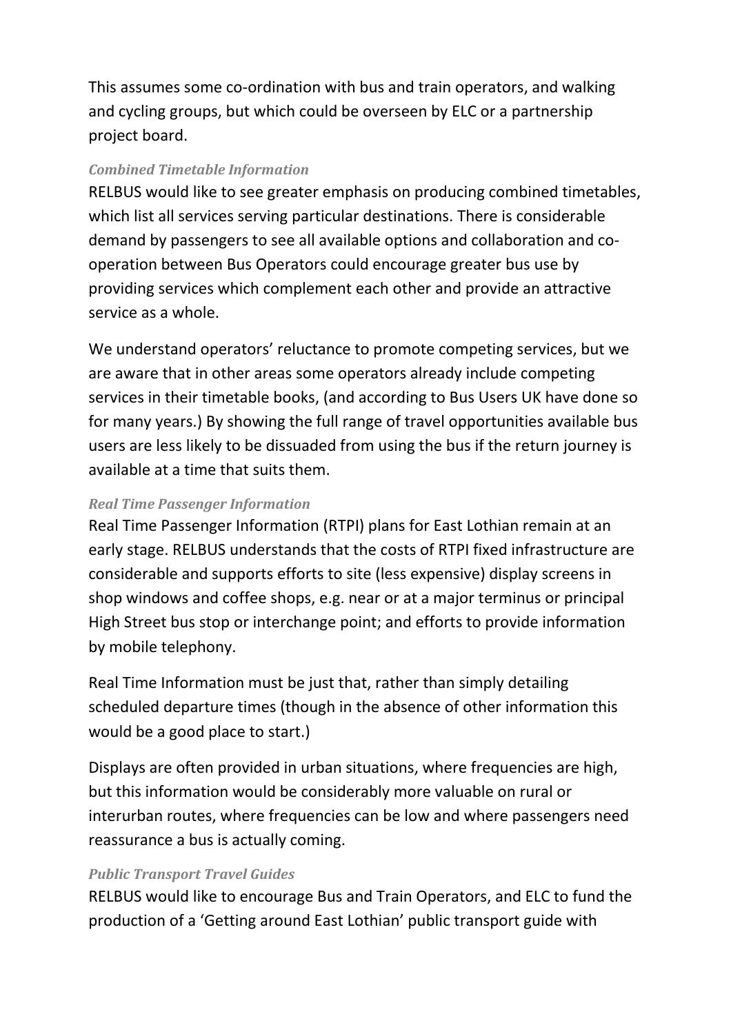This assumes some co-ordination with bus and train operators, and walking and cycling groups, but which could be overseen by ELC or a partnership project board.

### *Combined Timetable Information*

RELBUS would like to see greater emphasis on producing combined timetables, which list all services serving particular destinations. There is considerable demand by passengers to see all available options and collaboration and co-operation between Bus Operators could encourage greater bus use by providing services which complement each other and provide an attractive service as a whole.

We understand operators' reluctance to promote competing services, but we are aware that in other areas some operators already include competing services in their timetable books, (and according to Bus Users UK have done so for many years.) By showing the full range of travel opportunities available bus users are less likely to be dissuaded from using the bus if the return journey is available at a time that suits them.

### *Real Time Passenger Information*

Real Time Passenger Information (RTPI) plans for East Lothian remain at an early stage. RELBUS understands that the costs of RTPI fixed infrastructure are considerable and supports efforts to site (less expensive) display screens in shop windows and coffee shops, e.g. near or at a major terminus or principal High Street bus stop or interchange point; and efforts to provide information by mobile telephony.

Real Time Information must be just that, rather than simply detailing scheduled departure times (though in the absence of other information this would be a good place to start.)

Displays are often provided in urban situations, where frequencies are high, but this information would be considerably more valuable on rural or interurban routes, where frequencies can be low and where passengers need reassurance a bus is actually coming.

### *Public Transport Travel Guides*

RELBUS would like to encourage Bus and Train Operators, and ELC to fund the production of a 'Getting around East Lothian' public transport guide with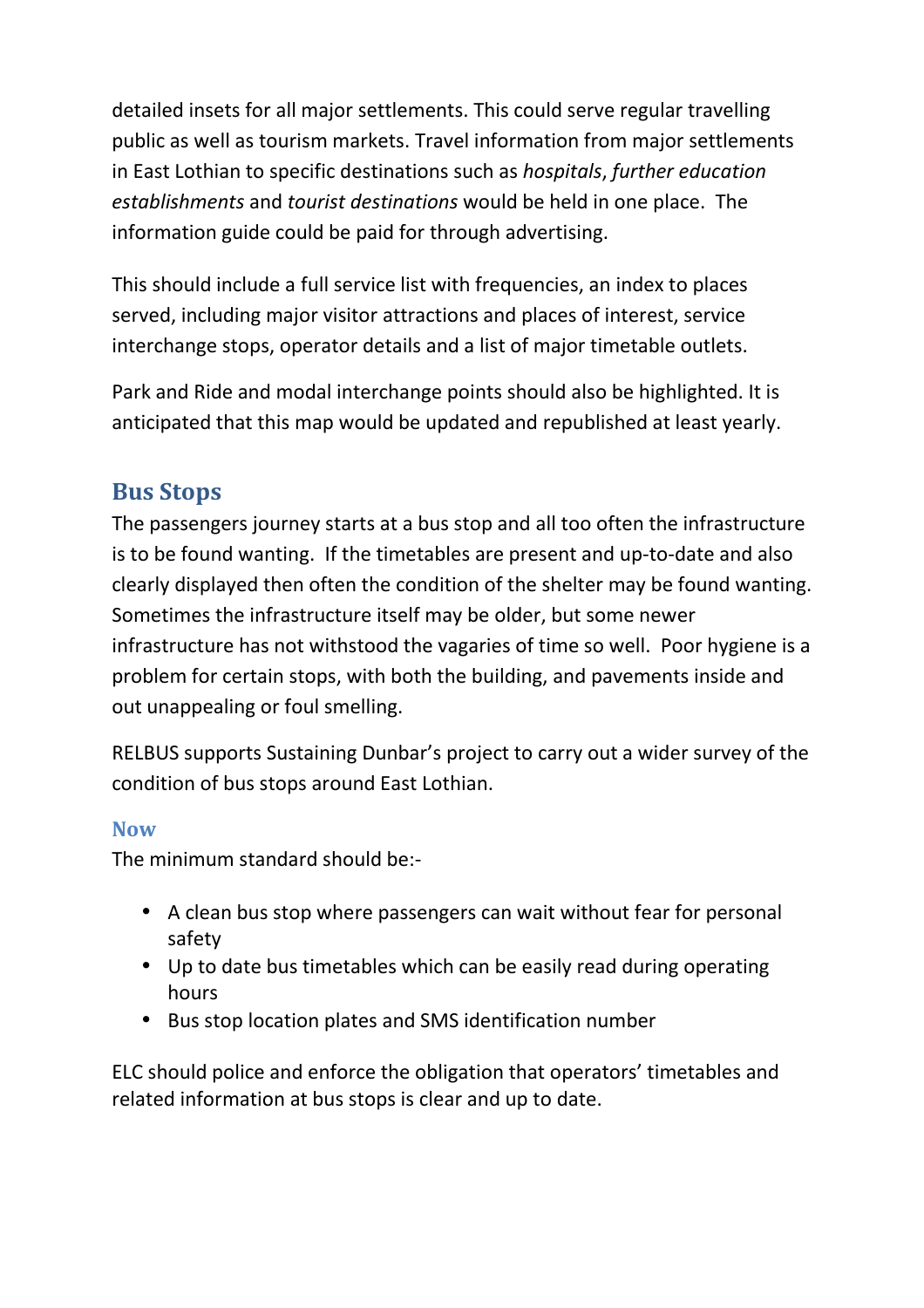detailed insets for all major settlements. This could serve regular travelling public as well as tourism markets. Travel information from major settlements in East Lothian to specific destinations such as *hospitals*, *further education establishments* and *tourist destinations* would be held in one place. The information guide could be paid for through advertising.

This should include a full service list with frequencies, an index to places served, including major visitor attractions and places of interest, service interchange stops, operator details and a list of major timetable outlets.

Park and Ride and modal interchange points should also be highlighted. It is anticipated that this map would be updated and republished at least yearly.

## Bus Stops

The passengers journey starts at a bus stop and all too often the infrastructure is to be found wanting. If the timetables are present and up-to-date and also clearly displayed then often the condition of the shelter may be found wanting. Sometimes the infrastructure itself may be older, but some newer infrastructure has not withstood the vagaries of time so well. Poor hygiene is a problem for certain stops, with both the building, and pavements inside and out unappealing or foul smelling.

RELBUS supports Sustaining Dunbar's project to carry out a wider survey of the condition of bus stops around East Lothian.

### Now

The minimum standard should be:-

- A clean bus stop where passengers can wait without fear for personal safety
- Up to date bus timetables which can be easily read during operating hours
- Bus stop location plates and SMS identification number

ELC should police and enforce the obligation that operators' timetables and related information at bus stops is clear and up to date.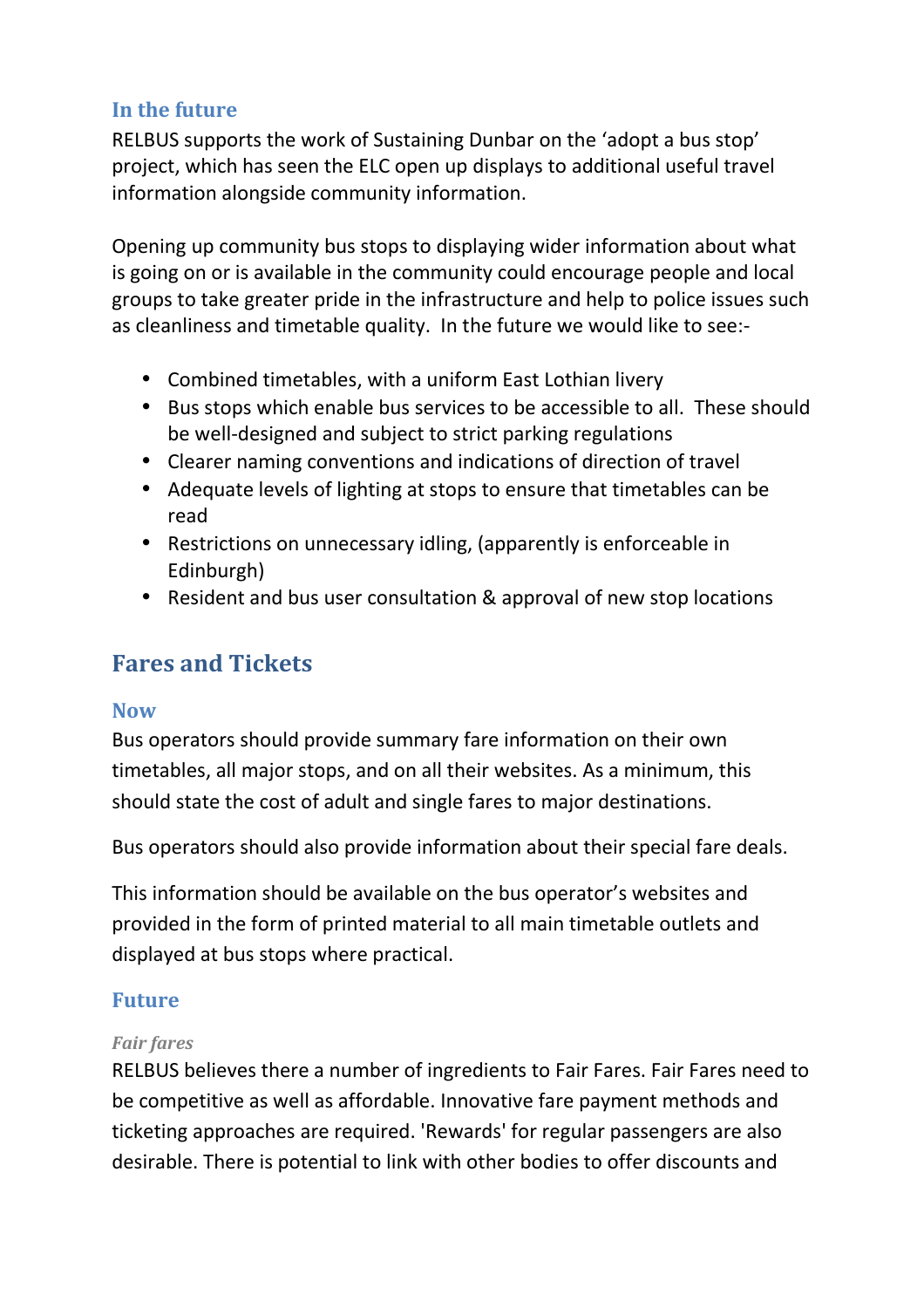### In the future

RELBUS supports the work of Sustaining Dunbar on the 'adopt a bus stop' project, which has seen the ELC open up displays to additional useful travel information alongside community information.

Opening up community bus stops to displaying wider information about what is going on or is available in the community could encourage people and local groups to take greater pride in the infrastructure and help to police issues such as cleanliness and timetable quality. In the future we would like to see:-

- Combined timetables, with a uniform East Lothian livery
- Bus stops which enable bus services to be accessible to all. These should be well-designed and subject to strict parking regulations
- Clearer naming conventions and indications of direction of travel
- Adequate levels of lighting at stops to ensure that timetables can be read
- Restrictions on unnecessary idling, (apparently is enforceable in Edinburgh)
- Resident and bus user consultation & approval of new stop locations

## Fares and Tickets

### Now

Bus operators should provide summary fare information on their own timetables, all major stops, and on all their websites. As a minimum, this should state the cost of adult and single fares to major destinations.

Bus operators should also provide information about their special fare deals.

This information should be available on the bus operator's websites and provided in the form of printed material to all main timetable outlets and displayed at bus stops where practical.

### Future

#### *Fair fares*

RELBUS believes there a number of ingredients to Fair Fares. Fair Fares need to be competitive as well as affordable. Innovative fare payment methods and ticketing approaches are required. 'Rewards' for regular passengers are also desirable. There is potential to link with other bodies to offer discounts and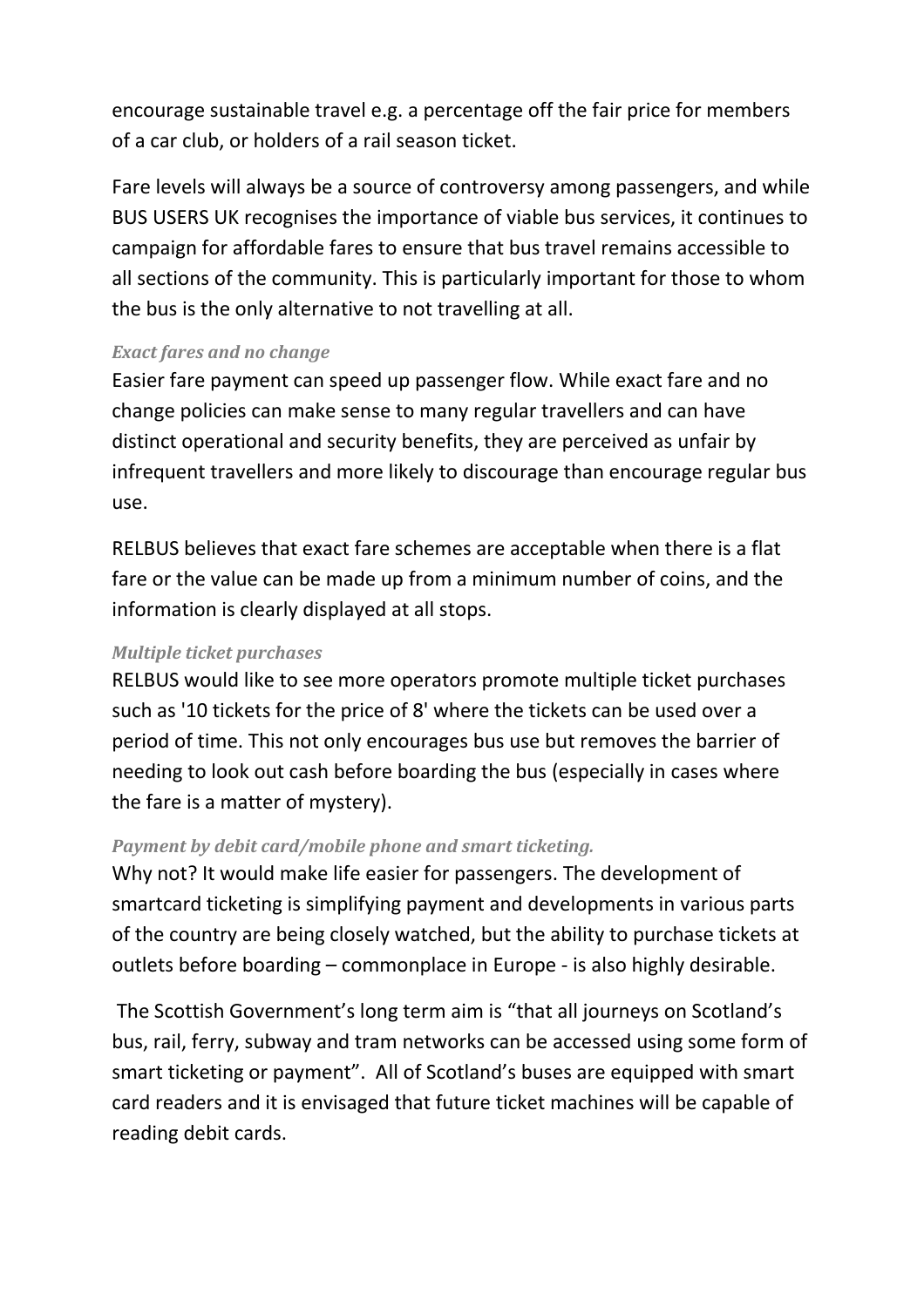encourage sustainable travel e.g. a percentage off the fair price for members of a car club, or holders of a rail season ticket.

Fare levels will always be a source of controversy among passengers, and while BUS USERS UK recognises the importance of viable bus services, it continues to campaign for affordable fares to ensure that bus travel remains accessible to all sections of the community. This is particularly important for those to whom the bus is the only alternative to not travelling at all.

*Exact fares and no change*

Easier fare payment can speed up passenger flow. While exact fare and no change policies can make sense to many regular travellers and can have distinct operational and security benefits, they are perceived as unfair by infrequent travellers and more likely to discourage than encourage regular bus use.

RELBUS believes that exact fare schemes are acceptable when there is a flat fare or the value can be made up from a minimum number of coins, and the information is clearly displayed at all stops.

*Multiple ticket purchases*

RELBUS would like to see more operators promote multiple ticket purchases such as '10 tickets for the price of 8' where the tickets can be used over a period of time. This not only encourages bus use but removes the barrier of needing to look out cash before boarding the bus (especially in cases where the fare is a matter of mystery).

*Payment by debit card/mobile phone and smart ticketing.*

Why not? It would make life easier for passengers. The development of smartcard ticketing is simplifying payment and developments in various parts of the country are being closely watched, but the ability to purchase tickets at outlets before boarding – commonplace in Europe - is also highly desirable.

The Scottish Government's long term aim is "that all journeys on Scotland's bus, rail, ferry, subway and tram networks can be accessed using some form of smart ticketing or payment". All of Scotland's buses are equipped with smart card readers and it is envisaged that future ticket machines will be capable of reading debit cards.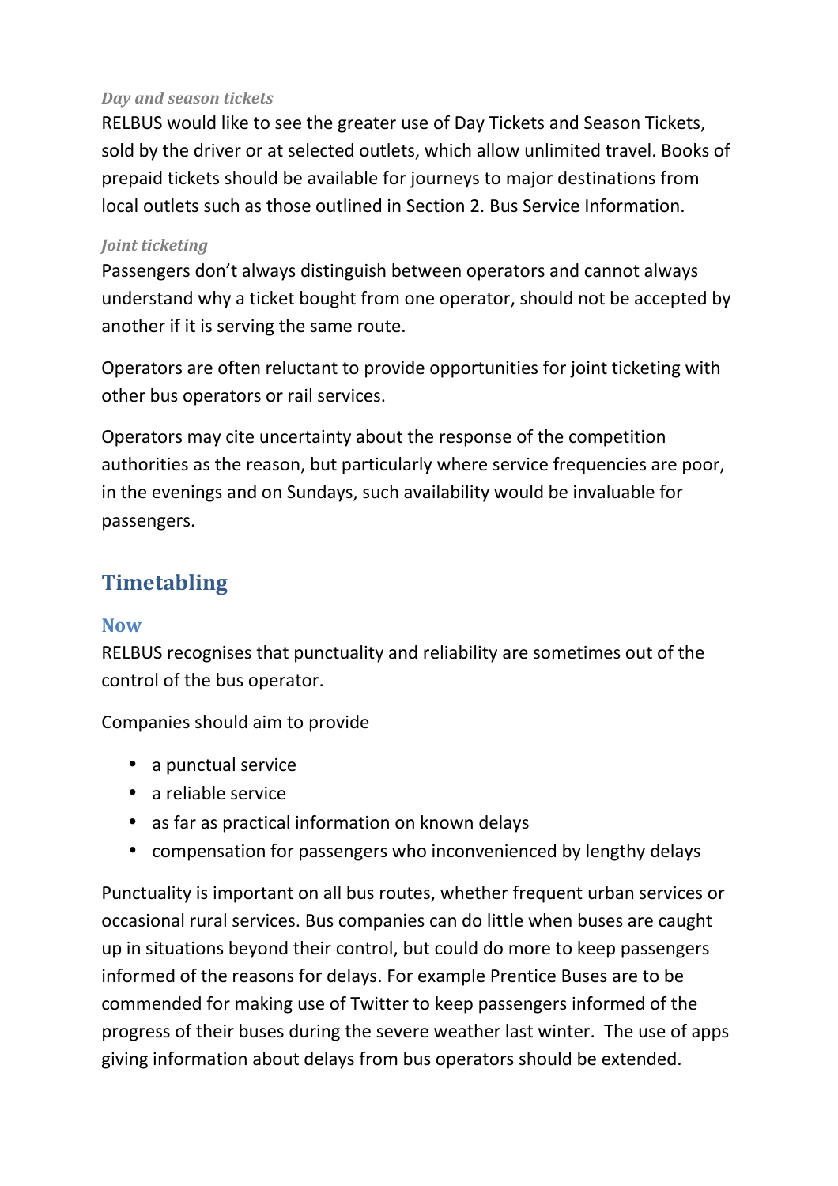*Day and season tickets*

RELBUS would like to see the greater use of Day Tickets and Season Tickets, sold by the driver or at selected outlets, which allow unlimited travel. Books of prepaid tickets should be available for journeys to major destinations from local outlets such as those outlined in Section 2. Bus Service Information.

*Joint ticketing*

Passengers don't always distinguish between operators and cannot always understand why a ticket bought from one operator, should not be accepted by another if it is serving the same route.

Operators are often reluctant to provide opportunities for joint ticketing with other bus operators or rail services.

Operators may cite uncertainty about the response of the competition authorities as the reason, but particularly where service frequencies are poor, in the evenings and on Sundays, such availability would be invaluable for passengers.

## Timetabling

### Now

RELBUS recognises that punctuality and reliability are sometimes out of the control of the bus operator.

Companies should aim to provide

- a punctual service
- a reliable service
- as far as practical information on known delays
- compensation for passengers who inconvenienced by lengthy delays

Punctuality is important on all bus routes, whether frequent urban services or occasional rural services. Bus companies can do little when buses are caught up in situations beyond their control, but could do more to keep passengers informed of the reasons for delays. For example Prentice Buses are to be commended for making use of Twitter to keep passengers informed of the progress of their buses during the severe weather last winter. The use of apps giving information about delays from bus operators should be extended.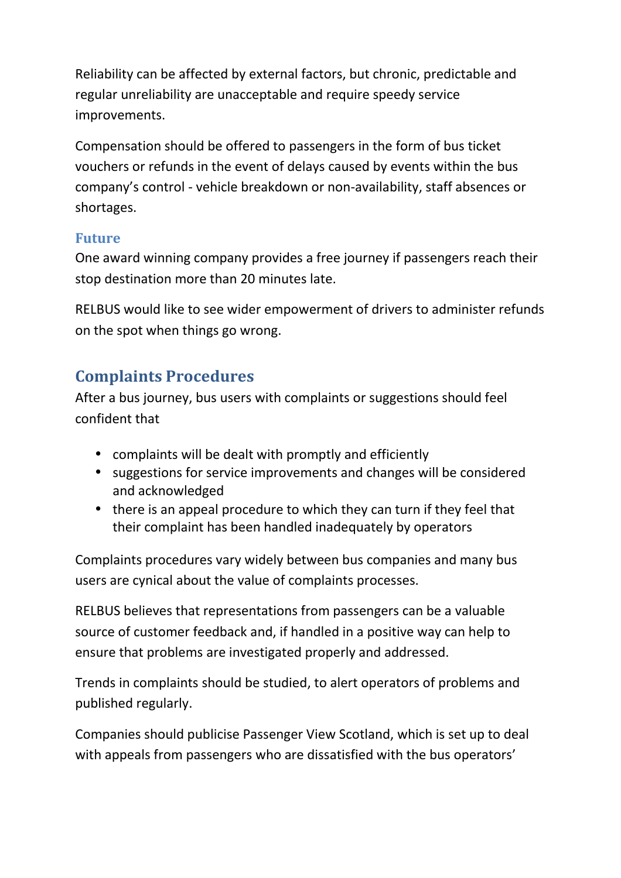Reliability can be affected by external factors, but chronic, predictable and regular unreliability are unacceptable and require speedy service improvements.

Compensation should be offered to passengers in the form of bus ticket vouchers or refunds in the event of delays caused by events within the bus company's control - vehicle breakdown or non-availability, staff absences or shortages.

### Future

One award winning company provides a free journey if passengers reach their stop destination more than 20 minutes late.

RELBUS would like to see wider empowerment of drivers to administer refunds on the spot when things go wrong.

## Complaints Procedures

After a bus journey, bus users with complaints or suggestions should feel confident that

- complaints will be dealt with promptly and efficiently
- suggestions for service improvements and changes will be considered and acknowledged
- there is an appeal procedure to which they can turn if they feel that their complaint has been handled inadequately by operators

Complaints procedures vary widely between bus companies and many bus users are cynical about the value of complaints processes.

RELBUS believes that representations from passengers can be a valuable source of customer feedback and, if handled in a positive way can help to ensure that problems are investigated properly and addressed.

Trends in complaints should be studied, to alert operators of problems and published regularly.

Companies should publicise Passenger View Scotland, which is set up to deal with appeals from passengers who are dissatisfied with the bus operators'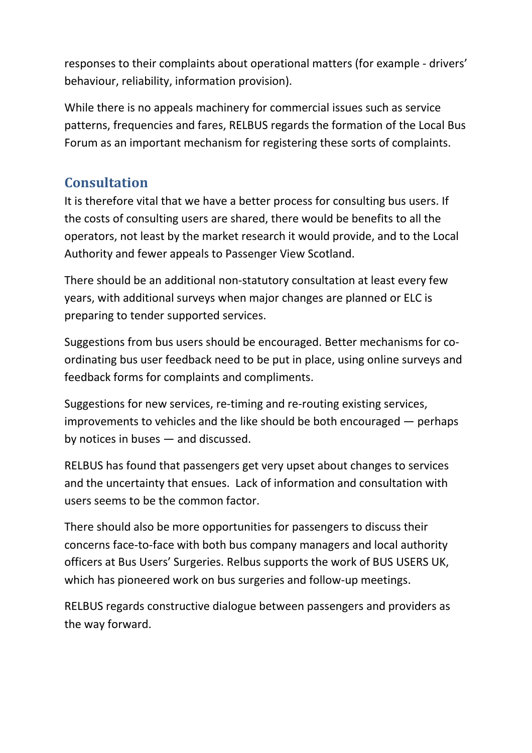responses to their complaints about operational matters (for example - drivers' behaviour, reliability, information provision).

While there is no appeals machinery for commercial issues such as service patterns, frequencies and fares, RELBUS regards the formation of the Local Bus Forum as an important mechanism for registering these sorts of complaints.

## Consultation

It is therefore vital that we have a better process for consulting bus users. If the costs of consulting users are shared, there would be benefits to all the operators, not least by the market research it would provide, and to the Local Authority and fewer appeals to Passenger View Scotland.

There should be an additional non-statutory consultation at least every few years, with additional surveys when major changes are planned or ELC is preparing to tender supported services.

Suggestions from bus users should be encouraged. Better mechanisms for co-ordinating bus user feedback need to be put in place, using online surveys and feedback forms for complaints and compliments.

Suggestions for new services, re-timing and re-routing existing services, improvements to vehicles and the like should be both encouraged — perhaps by notices in buses — and discussed.

RELBUS has found that passengers get very upset about changes to services and the uncertainty that ensues. Lack of information and consultation with users seems to be the common factor.

There should also be more opportunities for passengers to discuss their concerns face-to-face with both bus company managers and local authority officers at Bus Users' Surgeries. Relbus supports the work of BUS USERS UK, which has pioneered work on bus surgeries and follow-up meetings.

RELBUS regards constructive dialogue between passengers and providers as the way forward.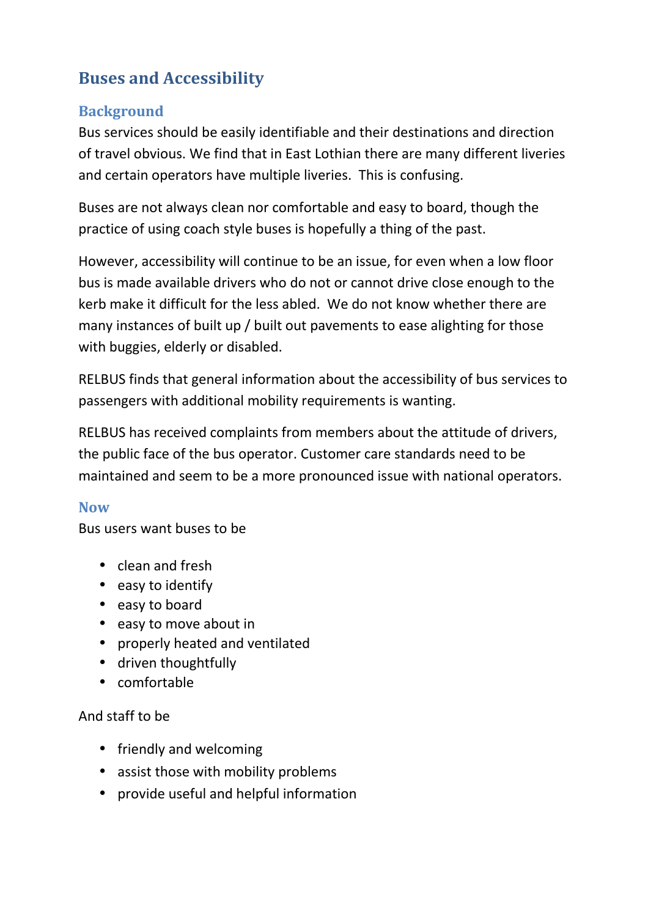## Buses and Accessibility

### Background

Bus services should be easily identifiable and their destinations and direction of travel obvious. We find that in East Lothian there are many different liveries and certain operators have multiple liveries. This is confusing.

Buses are not always clean nor comfortable and easy to board, though the practice of using coach style buses is hopefully a thing of the past.

However, accessibility will continue to be an issue, for even when a low floor bus is made available drivers who do not or cannot drive close enough to the kerb make it difficult for the less abled. We do not know whether there are many instances of built up / built out pavements to ease alighting for those with buggies, elderly or disabled.

RELBUS finds that general information about the accessibility of bus services to passengers with additional mobility requirements is wanting.

RELBUS has received complaints from members about the attitude of drivers, the public face of the bus operator. Customer care standards need to be maintained and seem to be a more pronounced issue with national operators.

### Now

Bus users want buses to be

- clean and fresh
- easy to identify
- easy to board
- easy to move about in
- properly heated and ventilated
- driven thoughtfully
- comfortable

And staff to be

- friendly and welcoming
- assist those with mobility problems
- provide useful and helpful information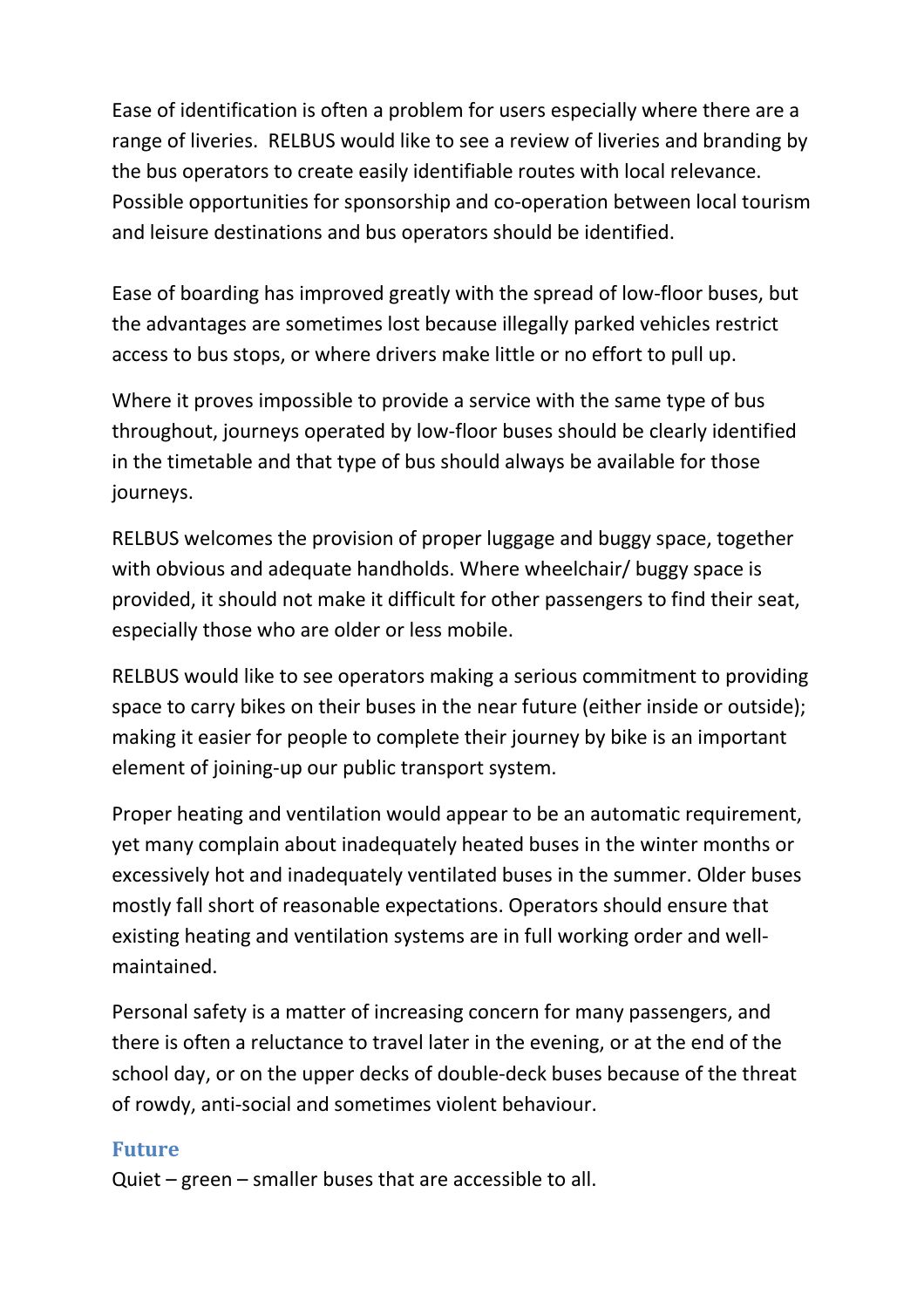Ease of identification is often a problem for users especially where there are a range of liveries. RELBUS would like to see a review of liveries and branding by the bus operators to create easily identifiable routes with local relevance. Possible opportunities for sponsorship and co-operation between local tourism and leisure destinations and bus operators should be identified.

Ease of boarding has improved greatly with the spread of low-floor buses, but the advantages are sometimes lost because illegally parked vehicles restrict access to bus stops, or where drivers make little or no effort to pull up.

Where it proves impossible to provide a service with the same type of bus throughout, journeys operated by low-floor buses should be clearly identified in the timetable and that type of bus should always be available for those journeys.

RELBUS welcomes the provision of proper luggage and buggy space, together with obvious and adequate handholds. Where wheelchair/ buggy space is provided, it should not make it difficult for other passengers to find their seat, especially those who are older or less mobile.

RELBUS would like to see operators making a serious commitment to providing space to carry bikes on their buses in the near future (either inside or outside); making it easier for people to complete their journey by bike is an important element of joining-up our public transport system.

Proper heating and ventilation would appear to be an automatic requirement, yet many complain about inadequately heated buses in the winter months or excessively hot and inadequately ventilated buses in the summer. Older buses mostly fall short of reasonable expectations. Operators should ensure that existing heating and ventilation systems are in full working order and well-maintained.

Personal safety is a matter of increasing concern for many passengers, and there is often a reluctance to travel later in the evening, or at the end of the school day, or on the upper decks of double-deck buses because of the threat of rowdy, anti-social and sometimes violent behaviour.

### Future

Quiet – green – smaller buses that are accessible to all.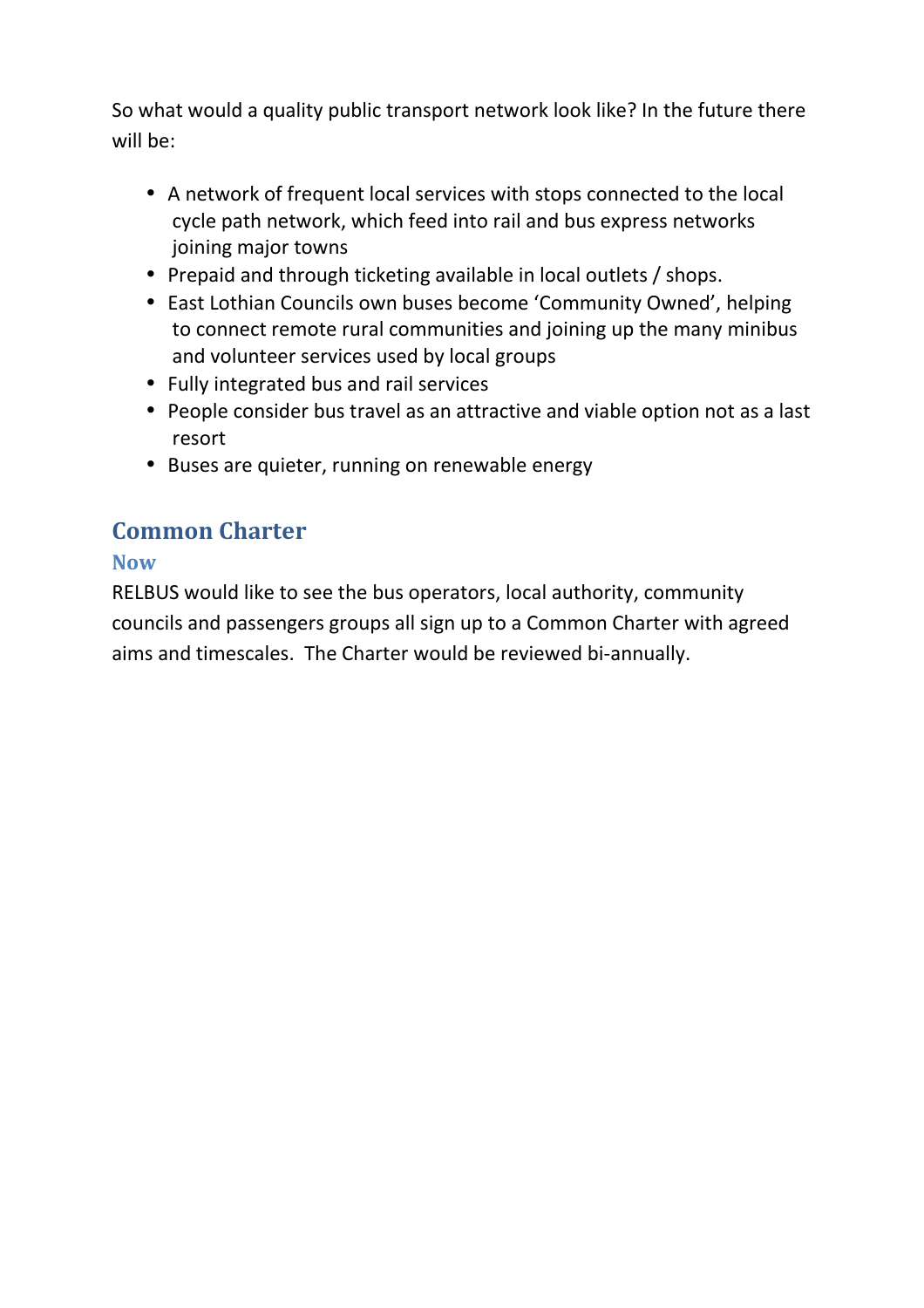So what would a quality public transport network look like? In the future there will be:

- A network of frequent local services with stops connected to the local cycle path network, which feed into rail and bus express networks joining major towns
- Prepaid and through ticketing available in local outlets / shops.
- East Lothian Councils own buses become 'Community Owned', helping to connect remote rural communities and joining up the many minibus and volunteer services used by local groups
- Fully integrated bus and rail services
- People consider bus travel as an attractive and viable option not as a last resort
- Buses are quieter, running on renewable energy

## Common Charter

### Now

RELBUS would like to see the bus operators, local authority, community councils and passengers groups all sign up to a Common Charter with agreed aims and timescales. The Charter would be reviewed bi-annually.